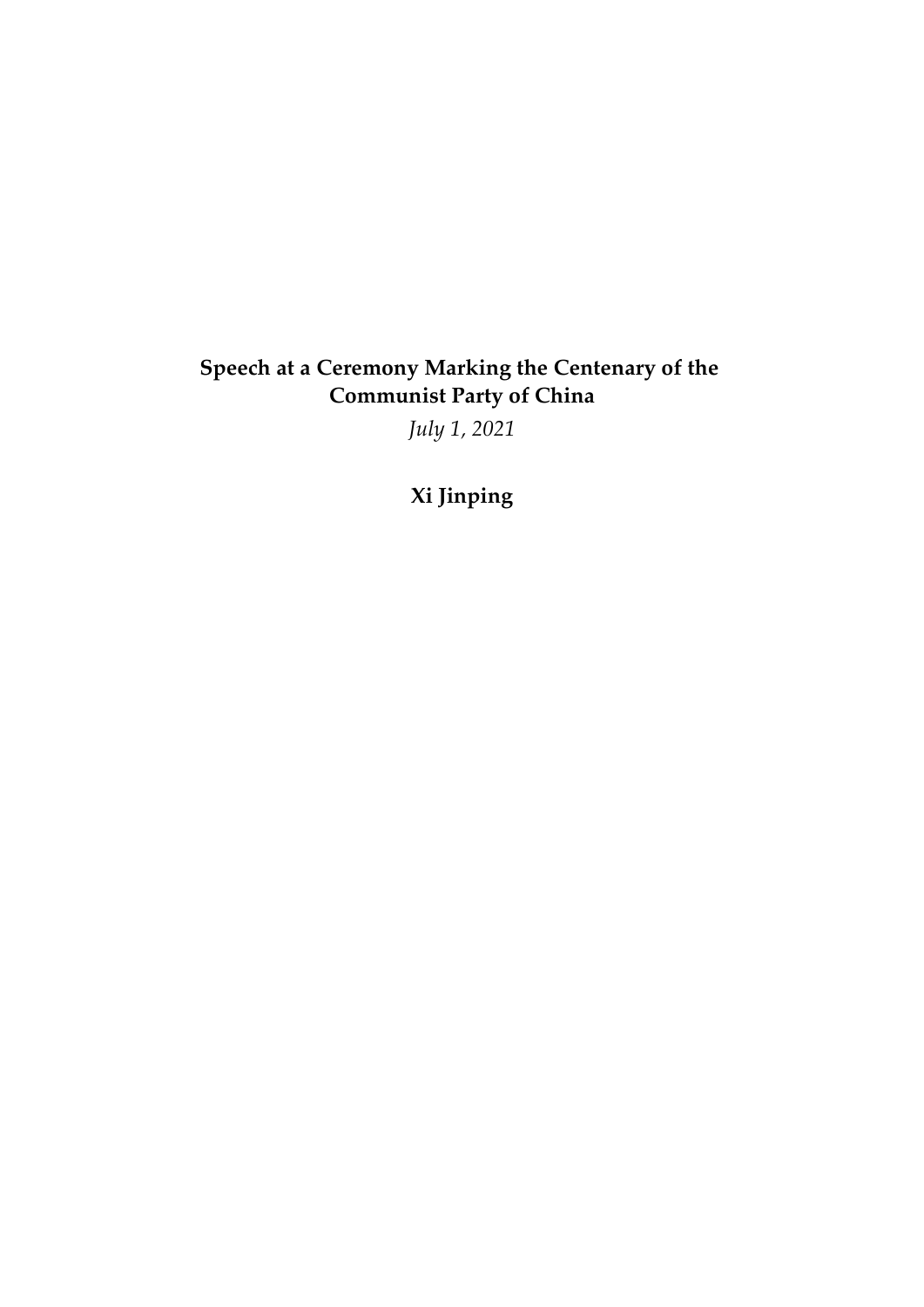# Speech at a Ceremony Marking the Centenary of the Communist Party of China

*July 1, 2021*

**Xi Jinping**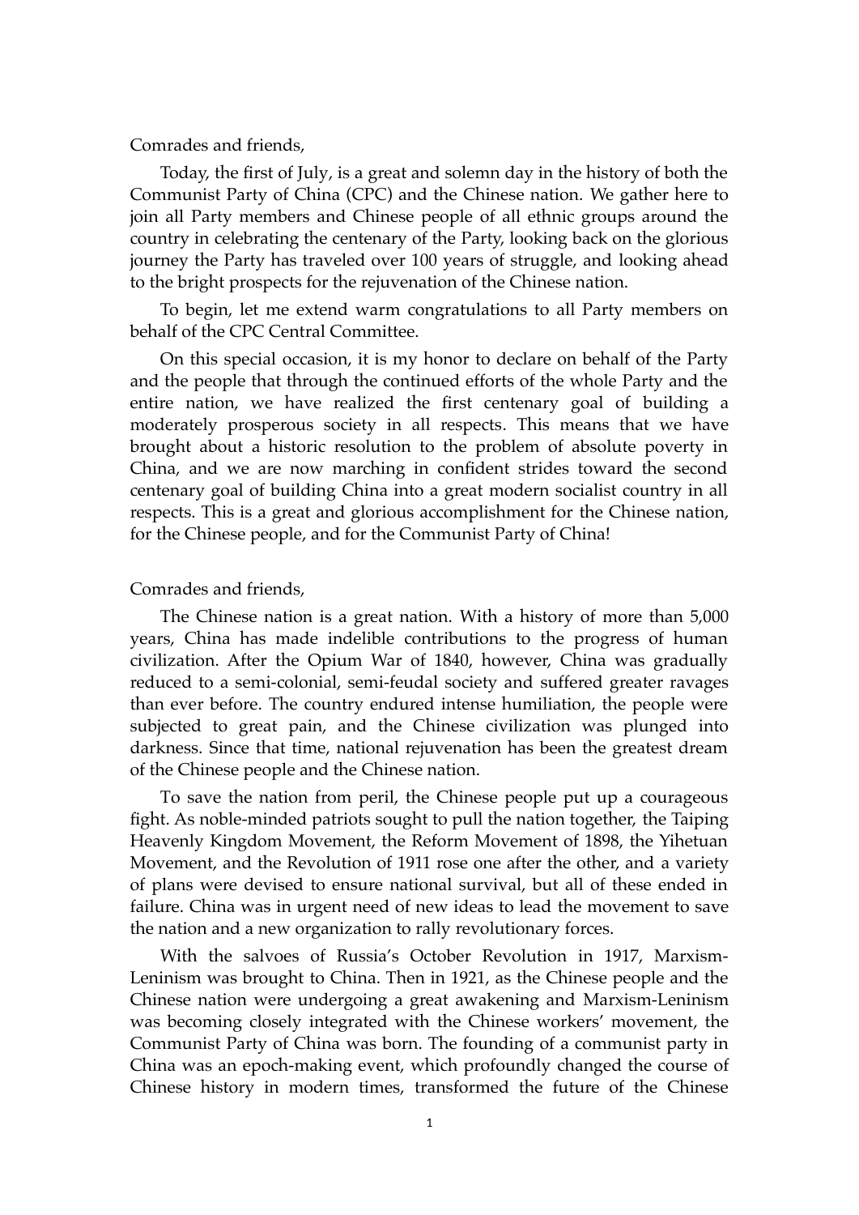Comrades and friends,

Today, the first of July, is a great and solemn day in the history of both the Communist Party of China (CPC) and the Chinese nation. We gather here to join all Party members and Chinese people of all ethnic groups around the country in celebrating the centenary of the Party, looking back on the glorious journey the Party has traveled over 100 years of struggle, and looking ahead to the bright prospects for the rejuvenation of the Chinese nation.

To begin, let me extend warm congratulations to all Party members on behalf of the CPC Central Committee.

On this special occasion, it is my honor to declare on behalf of the Party and the people that through the continued efforts of the whole Party and the entire nation, we have realized the first centenary goal of building a moderately prosperous society in all respects. This means that we have brought about a historic resolution to the problem of absolute poverty in China, and we are now marching in confident strides toward the second centenary goal of building China into a great modern socialist country in all respects. This is a great and glorious accomplishment for the Chinese nation, for the Chinese people, and for the Communist Party of China!

Comrades and friends,

The Chinese nation is a great nation. With a history of more than 5,000 years, China has made indelible contributions to the progress of human civilization. After the Opium War of 1840, however, China was gradually reduced to a semi-colonial, semi-feudal society and suffered greater ravages than ever before. The country endured intense humiliation, the people were subjected to great pain, and the Chinese civilization was plunged into darkness. Since that time, national rejuvenation has been the greatest dream of the Chinese people and the Chinese nation.

To save the nation from peril, the Chinese people put up a courageous fight. As noble-minded patriots sought to pull the nation together, the Taiping Heavenly Kingdom Movement, the Reform Movement of 1898, the Yihetuan Movement, and the Revolution of 1911 rose one after the other, and a variety of plans were devised to ensure national survival, but all of these ended in failure. China was in urgent need of new ideas to lead the movement to save the nation and a new organization to rally revolutionary forces.

With the salvoes of Russia's October Revolution in 1917, Marxism-Leninism was brought to China. Then in 1921, as the Chinese people and the Chinese nation were undergoing a great awakening and Marxism-Leninism was becoming closely integrated with the Chinese workers' movement, the Communist Party of China was born. The founding of a communist party in China was an epoch-making event, which profoundly changed the course of Chinese history in modern times, transformed the future of the Chinese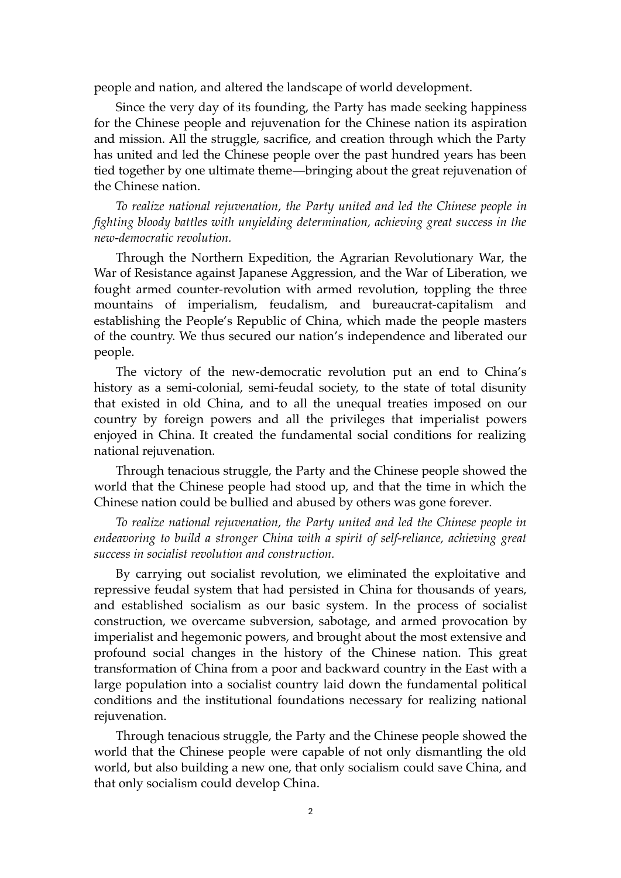people and nation, and altered the landscape of world development.

Since the very day of its founding, the Party has made seeking happiness for the Chinese people and rejuvenation for the Chinese nation its aspiration and mission. All the struggle, sacrifice, and creation through which the Party has united and led the Chinese people over the past hundred years has been tied together by one ultimate theme—bringing about the great rejuvenation of the Chinese nation.

*To realize national rejuvenation, the Party united and led the Chinese people in fighting bloody battles with unyielding determination, achieving great success in the new-democratic revolution.*

Through the Northern Expedition, the Agrarian Revolutionary War, the War of Resistance against Japanese Aggression, and the War of Liberation, we fought armed counter-revolution with armed revolution, toppling the three mountains of imperialism, feudalism, and bureaucrat-capitalism and establishing the People's Republic of China, which made the people masters of the country. We thus secured our nation's independence and liberated our people.

The victory of the new-democratic revolution put an end to China's history as a semi-colonial, semi-feudal society, to the state of total disunity that existed in old China, and to all the unequal treaties imposed on our country by foreign powers and all the privileges that imperialist powers enjoyed in China. It created the fundamental social conditions for realizing national rejuvenation.

Through tenacious struggle, the Party and the Chinese people showed the world that the Chinese people had stood up, and that the time in which the Chinese nation could be bullied and abused by others was gone forever.

*To realize national rejuvenation, the Party united and led the Chinese people in endeavoring to build a stronger China with a spirit of self-reliance, achieving great success in socialist revolution and construction.*

By carrying out socialist revolution, we eliminated the exploitative and repressive feudal system that had persisted in China for thousands of years, and established socialism as our basic system. In the process of socialist construction, we overcame subversion, sabotage, and armed provocation by imperialist and hegemonic powers, and brought about the most extensive and profound social changes in the history of the Chinese nation. This great transformation of China from a poor and backward country in the East with a large population into a socialist country laid down the fundamental political conditions and the institutional foundations necessary for realizing national rejuvenation.

Through tenacious struggle, the Party and the Chinese people showed the world that the Chinese people were capable of not only dismantling the old world, but also building a new one, that only socialism could save China, and that only socialism could develop China.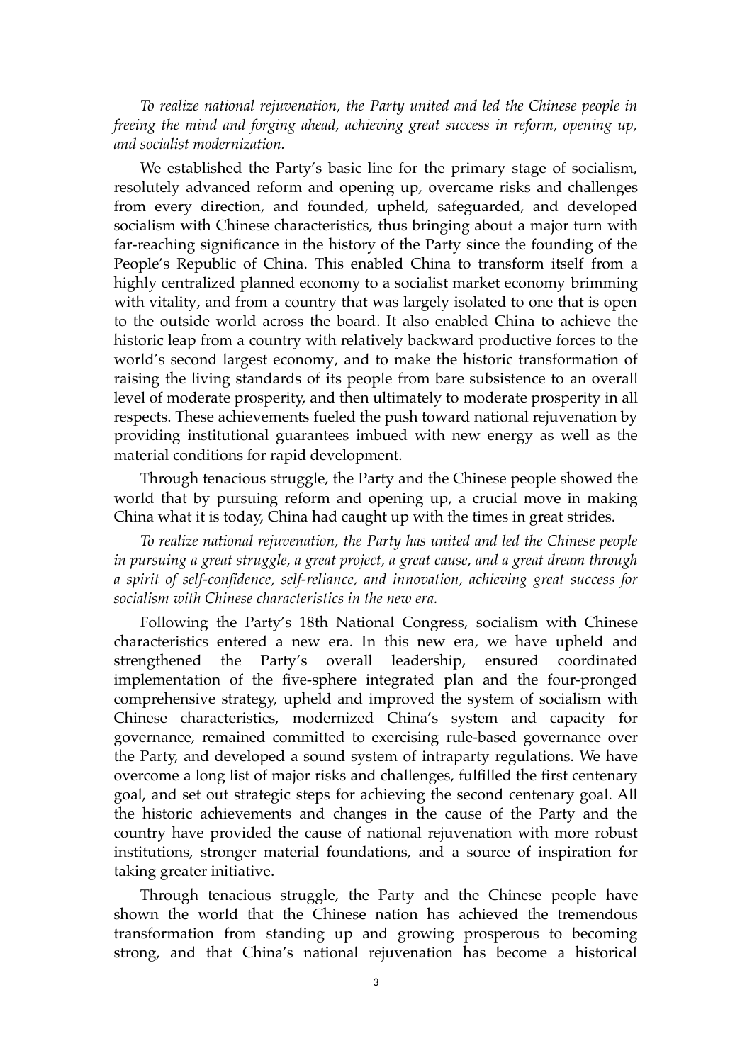*To realize national rejuvenation, the Party united and led the Chinese people in freeing the mind and forging ahead, achieving great success in reform, opening up, and socialist modernization.*

We established the Party's basic line for the primary stage of socialism, resolutely advanced reform and opening up, overcame risks and challenges from every direction, and founded, upheld, safeguarded, and developed socialism with Chinese characteristics, thus bringing about a major turn with far-reaching significance in the history of the Party since the founding of the People's Republic of China. This enabled China to transform itself from a highly centralized planned economy to a socialist market economy brimming with vitality, and from a country that was largely isolated to one that is open to the outside world across the board. It also enabled China to achieve the historic leap from a country with relatively backward productive forces to the world's second largest economy, and to make the historic transformation of raising the living standards of its people from bare subsistence to an overall level of moderate prosperity, and then ultimately to moderate prosperity in all respects. These achievements fueled the push toward national rejuvenation by providing institutional guarantees imbued with new energy as well as the material conditions for rapid development.

Through tenacious struggle, the Party and the Chinese people showed the world that by pursuing reform and opening up, a crucial move in making China what it is today, China had caught up with the times in great strides.

*To realize national rejuvenation, the Party has united and led the Chinese people in pursuing a great struggle, a great project, a great cause, and a great dream through a spirit of self-confidence, self-reliance, and innovation, achieving great success for socialism with Chinese characteristics in the new era.*

Following the Party's 18th National Congress, socialism with Chinese characteristics entered a new era. In this new era, we have upheld and strengthened the Party's overall leadership, ensured coordinated implementation of the five-sphere integrated plan and the four-pronged comprehensive strategy, upheld and improved the system of socialism with Chinese characteristics, modernized China's system and capacity for governance, remained committed to exercising rule-based governance over the Party, and developed a sound system of intraparty regulations. We have overcome a long list of major risks and challenges, fulfilled the first centenary goal, and set out strategic steps for achieving the second centenary goal. All the historic achievements and changes in the cause of the Party and the country have provided the cause of national rejuvenation with more robust institutions, stronger material foundations, and a source of inspiration for taking greater initiative.

Through tenacious struggle, the Party and the Chinese people have shown the world that the Chinese nation has achieved the tremendous transformation from standing up and growing prosperous to becoming strong, and that China's national rejuvenation has become a historical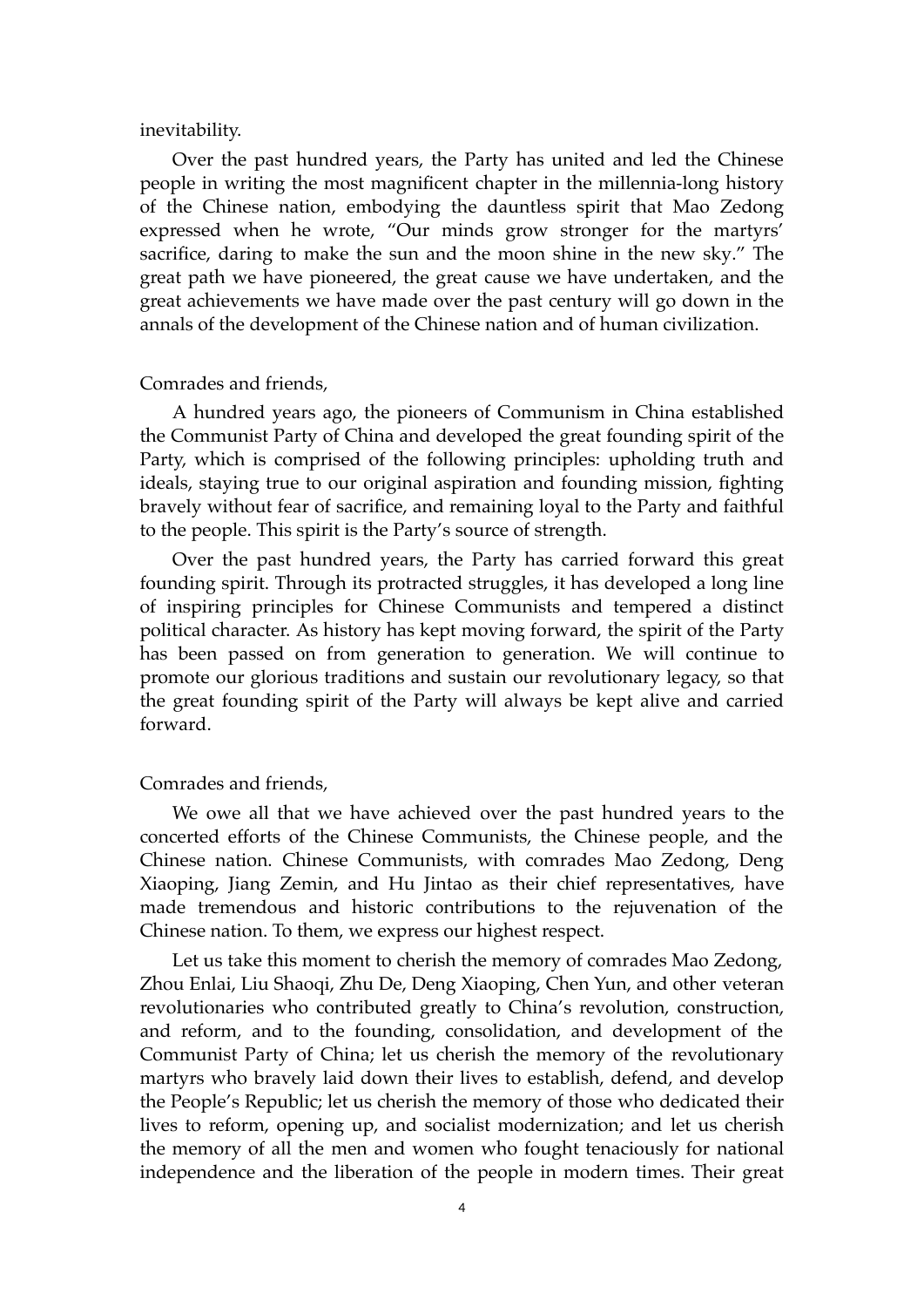inevitability.

Over the past hundred years, the Party has united and led the Chinese people in writing the most magnificent chapter in the millennia-long history of the Chinese nation, embodying the dauntless spirit that Mao Zedong expressed when he wrote, "Our minds grow stronger for the martyrs' sacrifice, daring to make the sun and the moon shine in the new sky." The great path we have pioneered, the great cause we have undertaken, and the great achievements we have made over the past century will go down in the annals of the development of the Chinese nation and of human civilization.

Comrades and friends,

A hundred years ago, the pioneers of Communism in China established the Communist Party of China and developed the great founding spirit of the Party, which is comprised of the following principles: upholding truth and ideals, staying true to our original aspiration and founding mission, fighting bravely without fear of sacrifice, and remaining loyal to the Party and faithful to the people. This spirit is the Party's source of strength.

Over the past hundred years, the Party has carried forward this great founding spirit. Through its protracted struggles, it has developed a long line of inspiring principles for Chinese Communists and tempered a distinct political character. As history has kept moving forward, the spirit of the Party has been passed on from generation to generation. We will continue to promote our glorious traditions and sustain our revolutionary legacy, so that the great founding spirit of the Party will always be kept alive and carried forward.

Comrades and friends,

We owe all that we have achieved over the past hundred years to the concerted efforts of the Chinese Communists, the Chinese people, and the Chinese nation. Chinese Communists, with comrades Mao Zedong, Deng Xiaoping, Jiang Zemin, and Hu Jintao as their chief representatives, have made tremendous and historic contributions to the rejuvenation of the Chinese nation. To them, we express our highest respect.

Let us take this moment to cherish the memory of comrades Mao Zedong, Zhou Enlai, Liu Shaoqi, Zhu De, Deng Xiaoping, Chen Yun, and other veteran revolutionaries who contributed greatly to China's revolution, construction, and reform, and to the founding, consolidation, and development of the Communist Party of China; let us cherish the memory of the revolutionary martyrs who bravely laid down their lives to establish, defend, and develop the People's Republic; let us cherish the memory of those who dedicated their lives to reform, opening up, and socialist modernization; and let us cherish the memory of all the men and women who fought tenaciously for national independence and the liberation of the people in modern times. Their great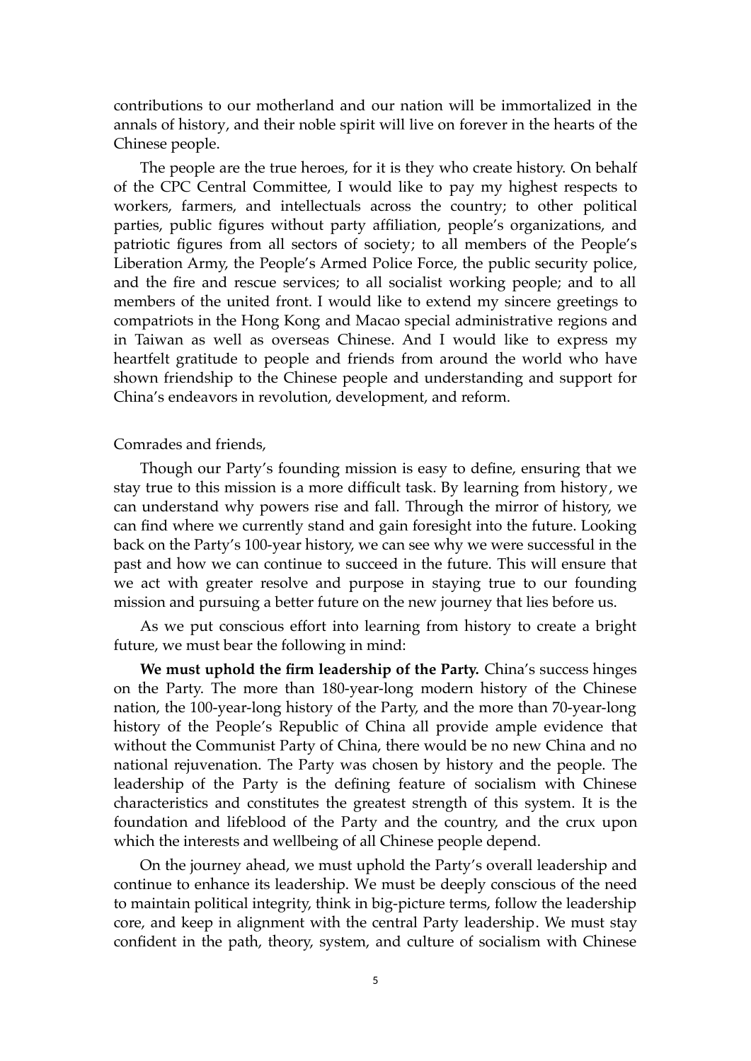contributions to our motherland and our nation will be immortalized in the annals of history, and their noble spirit will live on forever in the hearts of the Chinese people.

The people are the true heroes, for it is they who create history. On behalf of the CPC Central Committee, I would like to pay my highest respects to workers, farmers, and intellectuals across the country; to other political parties, public figures without party affiliation, people's organizations, and patriotic figures from all sectors of society; to all members of the People's Liberation Army, the People's Armed Police Force, the public security police, and the fire and rescue services; to all socialist working people; and to all members of the united front. I would like to extend my sincere greetings to compatriots in the Hong Kong and Macao special administrative regions and in Taiwan as well as overseas Chinese. And I would like to express my heartfelt gratitude to people and friends from around the world who have shown friendship to the Chinese people and understanding and support for China's endeavors in revolution, development, and reform.

Comrades and friends,

Though our Party's founding mission is easy to define, ensuring that we stay true to this mission is a more difficult task. By learning from history, we can understand why powers rise and fall. Through the mirror of history, we can find where we currently stand and gain foresight into the future. Looking back on the Party's 100-year history, we can see why we were successful in the past and how we can continue to succeed in the future. This will ensure that we act with greater resolve and purpose in staying true to our founding mission and pursuing a better future on the new journey that lies before us.

As we put conscious effort into learning from history to create a bright future, we must bear the following in mind:

**We must uphold the firm leadership of the Party.** China's success hinges on the Party. The more than 180-year-long modern history of the Chinese nation, the 100-year-long history of the Party, and the more than 70-year-long history of the People's Republic of China all provide ample evidence that without the Communist Party of China, there would be no new China and no national rejuvenation. The Party was chosen by history and the people. The leadership of the Party is the defining feature of socialism with Chinese characteristics and constitutes the greatest strength of this system. It is the foundation and lifeblood of the Party and the country, and the crux upon which the interests and wellbeing of all Chinese people depend.

On the journey ahead, we must uphold the Party's overall leadership and continue to enhance its leadership. We must be deeply conscious of the need to maintain political integrity, think in big-picture terms, follow the leadership core, and keep in alignment with the central Party leadership. We must stay confident in the path, theory, system, and culture of socialism with Chinese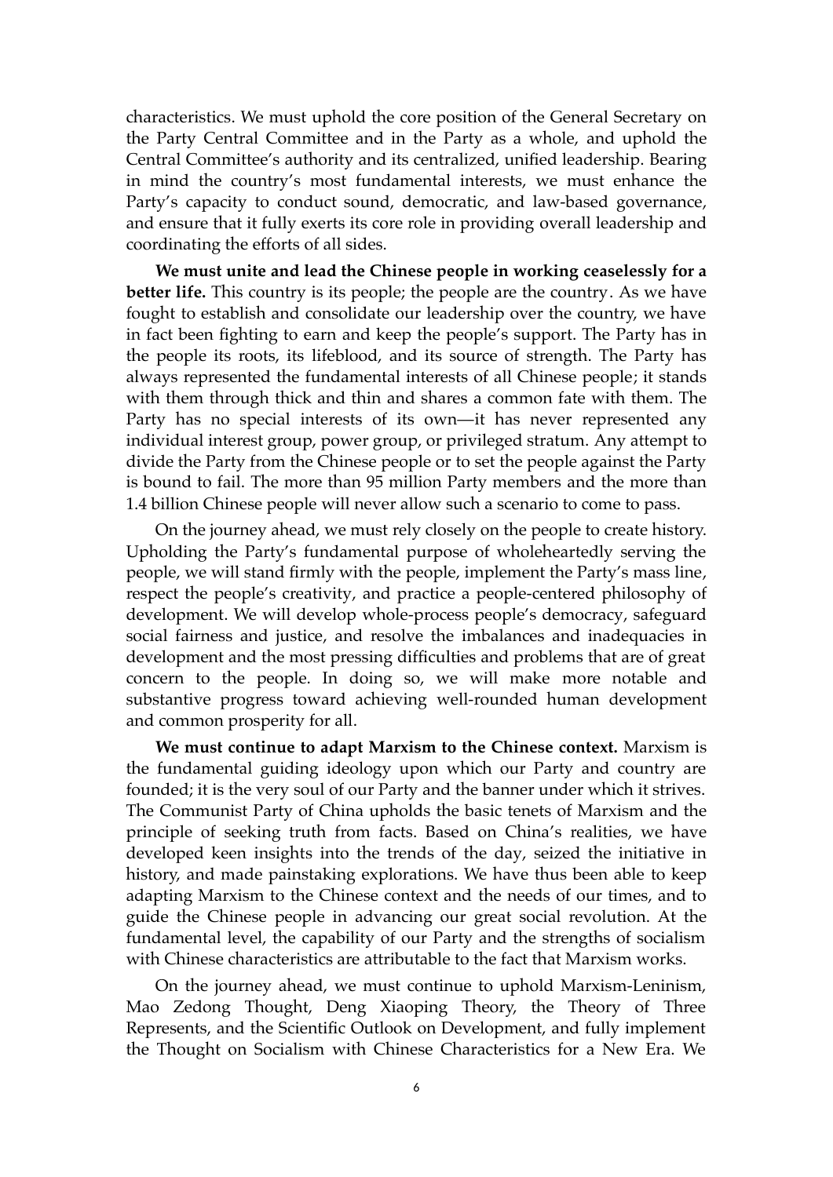characteristics. We must uphold the core position of the General Secretary on the Party Central Committee and in the Party as a whole, and uphold the Central Committee's authority and its centralized, unified leadership. Bearing in mind the country's most fundamental interests, we must enhance the Party's capacity to conduct sound, democratic, and law-based governance, and ensure that it fully exerts its core role in providing overall leadership and coordinating the efforts of all sides.

**We must unite and lead the Chinese people in working ceaselessly for a better life.** This country is its people; the people are the country. As we have fought to establish and consolidate our leadership over the country, we have in fact been fighting to earn and keep the people's support. The Party has in the people its roots, its lifeblood, and its source of strength. The Party has always represented the fundamental interests of all Chinese people; it stands with them through thick and thin and shares a common fate with them. The Party has no special interests of its own—it has never represented any individual interest group, power group, or privileged stratum. Any attempt to divide the Party from the Chinese people or to set the people against the Party is bound to fail. The more than 95 million Party members and the more than 1.4 billion Chinese people will never allow such a scenario to come to pass.

On the journey ahead, we must rely closely on the people to create history. Upholding the Party's fundamental purpose of wholeheartedly serving the people, we will stand firmly with the people, implement the Party's mass line, respect the people's creativity, and practice a people-centered philosophy of development. We will develop whole-process people's democracy, safeguard social fairness and justice, and resolve the imbalances and inadequacies in development and the most pressing difficulties and problems that are of great concern to the people. In doing so, we will make more notable and substantive progress toward achieving well-rounded human development and common prosperity for all.

**We must continue to adapt Marxism to the Chinese context.** Marxism is the fundamental guiding ideology upon which our Party and country are founded; it is the very soul of our Party and the banner under which it strives. The Communist Party of China upholds the basic tenets of Marxism and the principle of seeking truth from facts. Based on China's realities, we have developed keen insights into the trends of the day, seized the initiative in history, and made painstaking explorations. We have thus been able to keep adapting Marxism to the Chinese context and the needs of our times, and to guide the Chinese people in advancing our great social revolution. At the fundamental level, the capability of our Party and the strengths of socialism with Chinese characteristics are attributable to the fact that Marxism works.

On the journey ahead, we must continue to uphold Marxism-Leninism, Mao Zedong Thought, Deng Xiaoping Theory, the Theory of Three Represents, and the Scientific Outlook on Development, and fully implement the Thought on Socialism with Chinese Characteristics for a New Era. We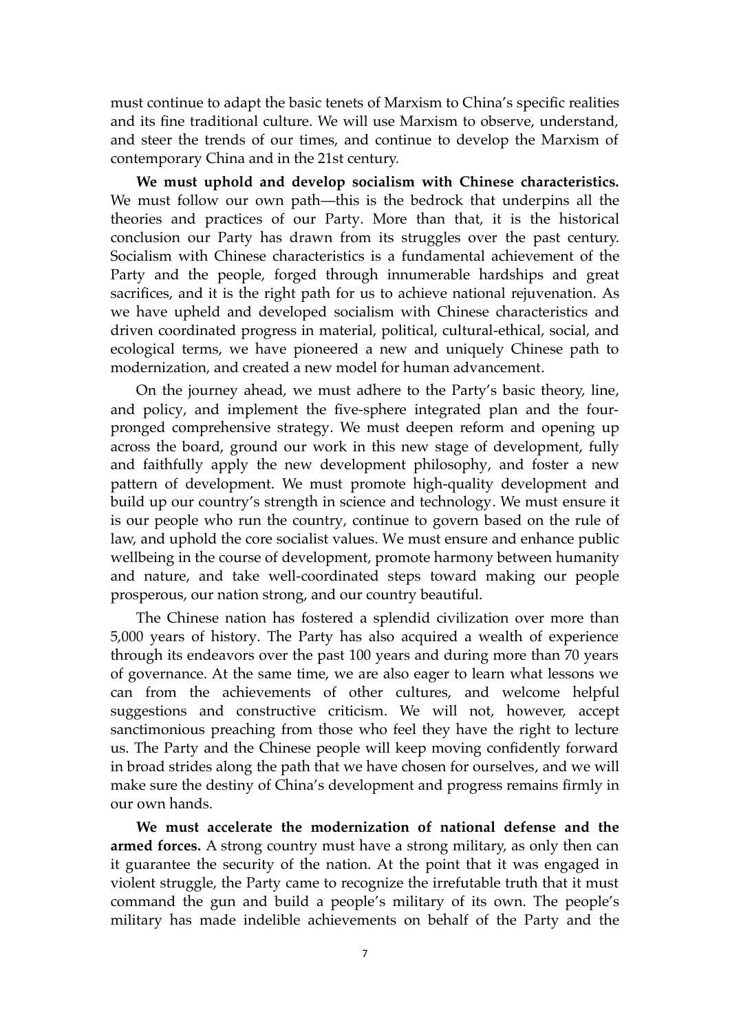must continue to adapt the basic tenets of Marxism to China's specific realities and its fine traditional culture. We will use Marxism to observe, understand, and steer the trends of our times, and continue to develop the Marxism of contemporary China and in the 21st century.

**We must uphold and develop socialism with Chinese characteristics.** We must follow our own path—this is the bedrock that underpins all the theories and practices of our Party. More than that, it is the historical conclusion our Party has drawn from its struggles over the past century. Socialism with Chinese characteristics is a fundamental achievement of the Party and the people, forged through innumerable hardships and great sacrifices, and it is the right path for us to achieve national rejuvenation. As we have upheld and developed socialism with Chinese characteristics and driven coordinated progress in material, political, cultural-ethical, social, and ecological terms, we have pioneered a new and uniquely Chinese path to modernization, and created a new model for human advancement.

On the journey ahead, we must adhere to the Party's basic theory, line, and policy, and implement the five-sphere integrated plan and the four-pronged comprehensive strategy. We must deepen reform and opening up across the board, ground our work in this new stage of development, fully and faithfully apply the new development philosophy, and foster a new pattern of development. We must promote high-quality development and build up our country's strength in science and technology. We must ensure it is our people who run the country, continue to govern based on the rule of law, and uphold the core socialist values. We must ensure and enhance public wellbeing in the course of development, promote harmony between humanity and nature, and take well-coordinated steps toward making our people prosperous, our nation strong, and our country beautiful.

The Chinese nation has fostered a splendid civilization over more than 5,000 years of history. The Party has also acquired a wealth of experience through its endeavors over the past 100 years and during more than 70 years of governance. At the same time, we are also eager to learn what lessons we can from the achievements of other cultures, and welcome helpful suggestions and constructive criticism. We will not, however, accept sanctimonious preaching from those who feel they have the right to lecture us. The Party and the Chinese people will keep moving confidently forward in broad strides along the path that we have chosen for ourselves, and we will make sure the destiny of China's development and progress remains firmly in our own hands.

**We must accelerate the modernization of national defense and the armed forces.** A strong country must have a strong military, as only then can it guarantee the security of the nation. At the point that it was engaged in violent struggle, the Party came to recognize the irrefutable truth that it must command the gun and build a people's military of its own. The people's military has made indelible achievements on behalf of the Party and the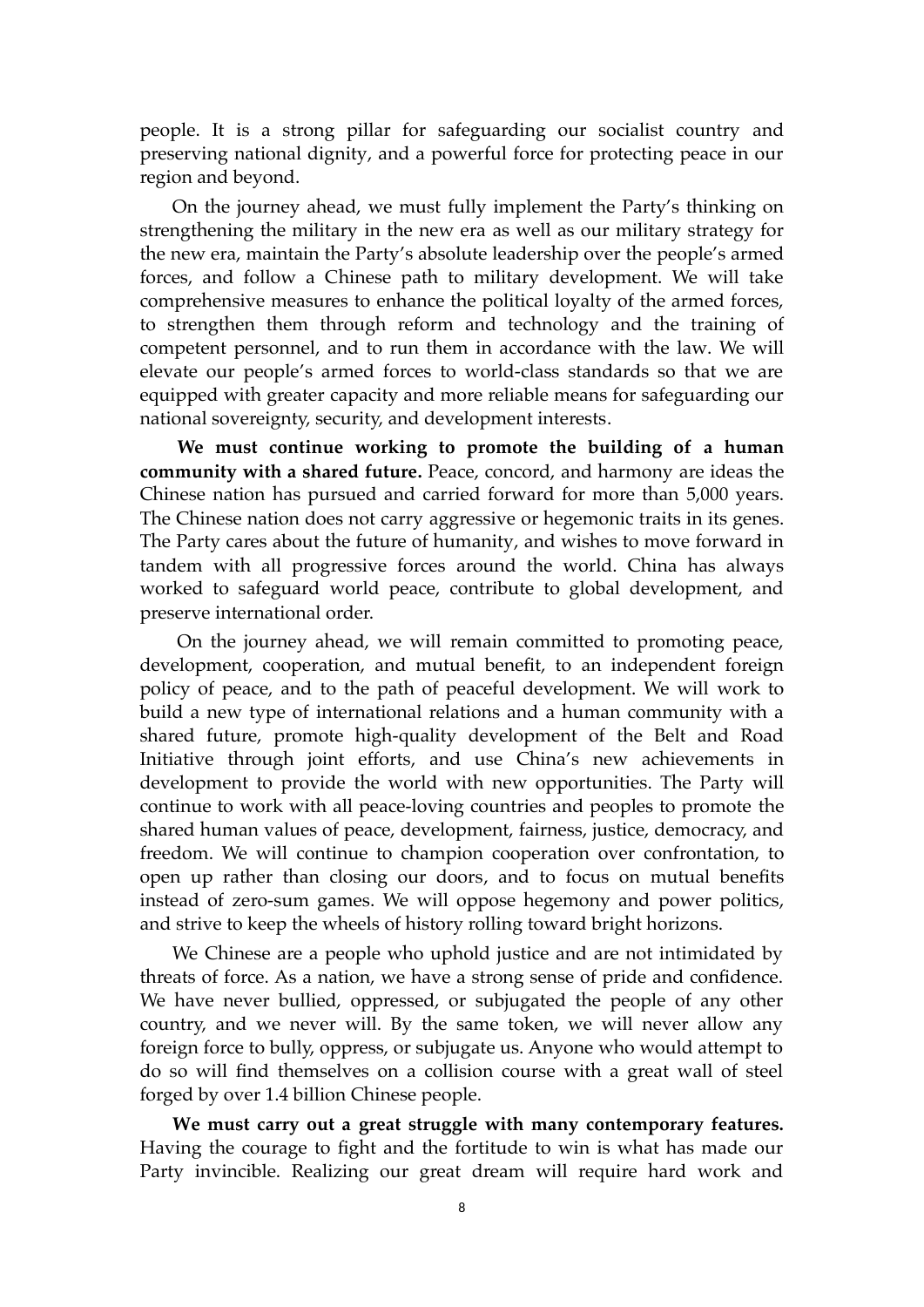people. It is a strong pillar for safeguarding our socialist country and preserving national dignity, and a powerful force for protecting peace in our region and beyond.

On the journey ahead, we must fully implement the Party's thinking on strengthening the military in the new era as well as our military strategy for the new era, maintain the Party's absolute leadership over the people's armed forces, and follow a Chinese path to military development. We will take comprehensive measures to enhance the political loyalty of the armed forces, to strengthen them through reform and technology and the training of competent personnel, and to run them in accordance with the law. We will elevate our people's armed forces to world-class standards so that we are equipped with greater capacity and more reliable means for safeguarding our national sovereignty, security, and development interests.

**We must continue working to promote the building of a human community with a shared future.** Peace, concord, and harmony are ideas the Chinese nation has pursued and carried forward for more than 5,000 years. The Chinese nation does not carry aggressive or hegemonic traits in its genes. The Party cares about the future of humanity, and wishes to move forward in tandem with all progressive forces around the world. China has always worked to safeguard world peace, contribute to global development, and preserve international order.

On the journey ahead, we will remain committed to promoting peace, development, cooperation, and mutual benefit, to an independent foreign policy of peace, and to the path of peaceful development. We will work to build a new type of international relations and a human community with a shared future, promote high-quality development of the Belt and Road Initiative through joint efforts, and use China's new achievements in development to provide the world with new opportunities. The Party will continue to work with all peace-loving countries and peoples to promote the shared human values of peace, development, fairness, justice, democracy, and freedom. We will continue to champion cooperation over confrontation, to open up rather than closing our doors, and to focus on mutual benefits instead of zero-sum games. We will oppose hegemony and power politics, and strive to keep the wheels of history rolling toward bright horizons.

We Chinese are a people who uphold justice and are not intimidated by threats of force. As a nation, we have a strong sense of pride and confidence. We have never bullied, oppressed, or subjugated the people of any other country, and we never will. By the same token, we will never allow any foreign force to bully, oppress, or subjugate us. Anyone who would attempt to do so will find themselves on a collision course with a great wall of steel forged by over 1.4 billion Chinese people.

**We must carry out a great struggle with many contemporary features.** Having the courage to fight and the fortitude to win is what has made our Party invincible. Realizing our great dream will require hard work and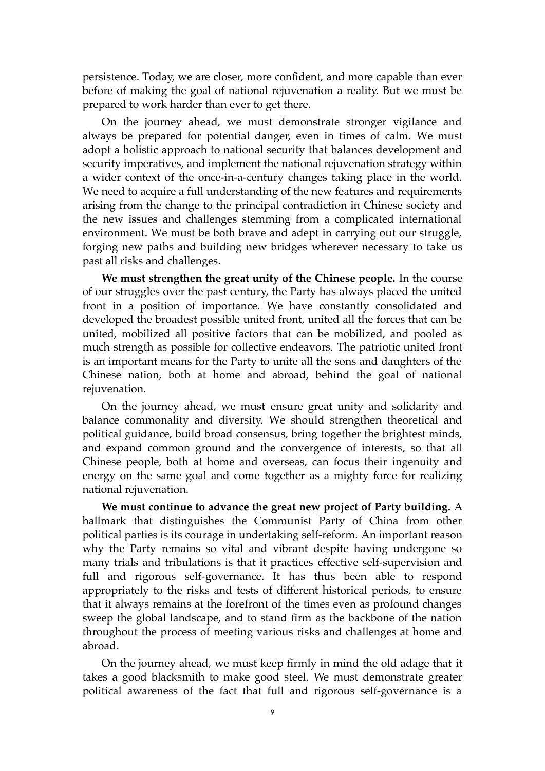persistence. Today, we are closer, more confident, and more capable than ever before of making the goal of national rejuvenation a reality. But we must be prepared to work harder than ever to get there.

On the journey ahead, we must demonstrate stronger vigilance and always be prepared for potential danger, even in times of calm. We must adopt a holistic approach to national security that balances development and security imperatives, and implement the national rejuvenation strategy within a wider context of the once-in-a-century changes taking place in the world. We need to acquire a full understanding of the new features and requirements arising from the change to the principal contradiction in Chinese society and the new issues and challenges stemming from a complicated international environment. We must be both brave and adept in carrying out our struggle, forging new paths and building new bridges wherever necessary to take us past all risks and challenges.

**We must strengthen the great unity of the Chinese people.** In the course of our struggles over the past century, the Party has always placed the united front in a position of importance. We have constantly consolidated and developed the broadest possible united front, united all the forces that can be united, mobilized all positive factors that can be mobilized, and pooled as much strength as possible for collective endeavors. The patriotic united front is an important means for the Party to unite all the sons and daughters of the Chinese nation, both at home and abroad, behind the goal of national rejuvenation.

On the journey ahead, we must ensure great unity and solidarity and balance commonality and diversity. We should strengthen theoretical and political guidance, build broad consensus, bring together the brightest minds, and expand common ground and the convergence of interests, so that all Chinese people, both at home and overseas, can focus their ingenuity and energy on the same goal and come together as a mighty force for realizing national rejuvenation.

**We must continue to advance the great new project of Party building.** A hallmark that distinguishes the Communist Party of China from other political parties is its courage in undertaking self-reform. An important reason why the Party remains so vital and vibrant despite having undergone so many trials and tribulations is that it practices effective self-supervision and full and rigorous self-governance. It has thus been able to respond appropriately to the risks and tests of different historical periods, to ensure that it always remains at the forefront of the times even as profound changes sweep the global landscape, and to stand firm as the backbone of the nation throughout the process of meeting various risks and challenges at home and abroad.

On the journey ahead, we must keep firmly in mind the old adage that it takes a good blacksmith to make good steel. We must demonstrate greater political awareness of the fact that full and rigorous self-governance is a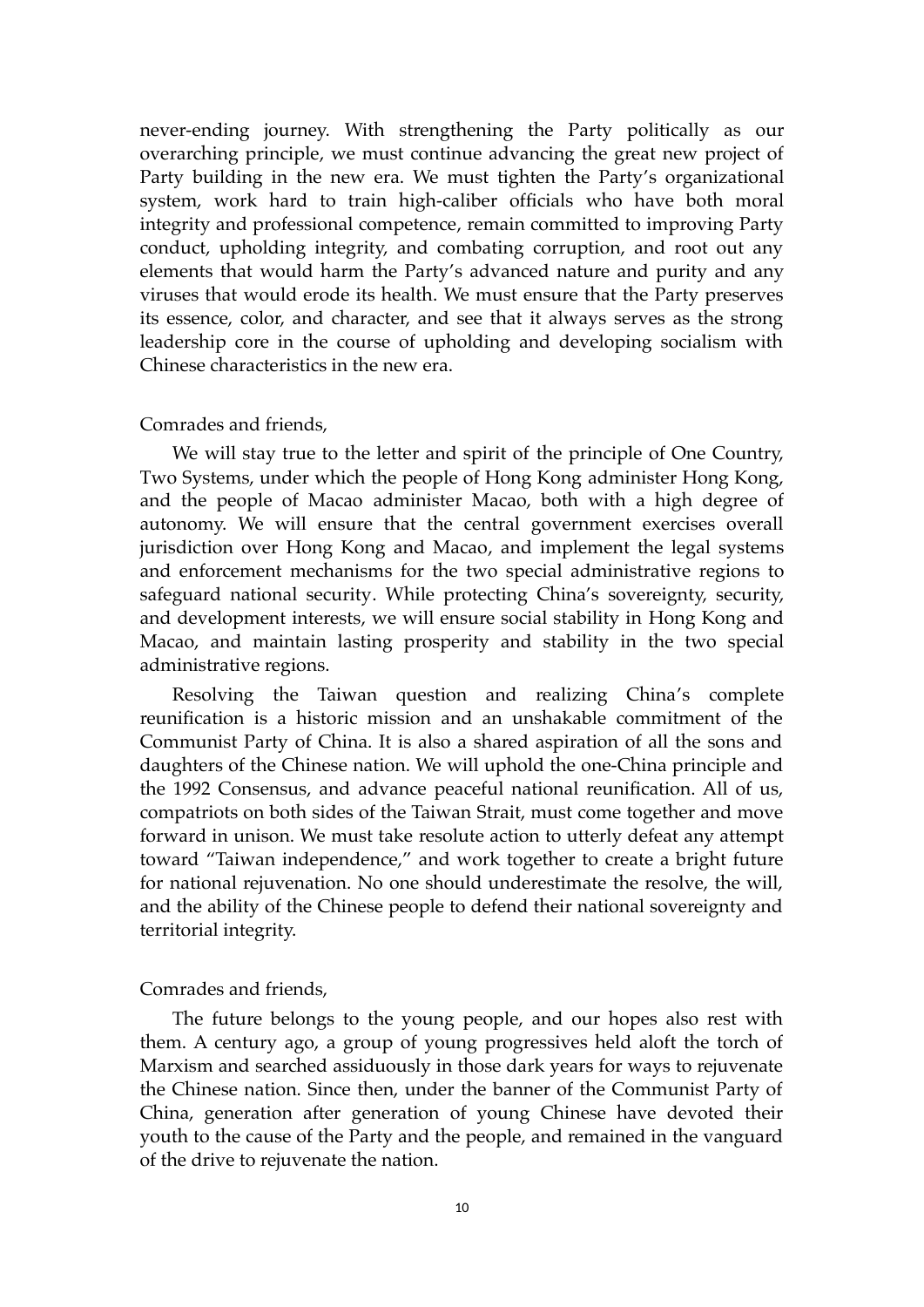never-ending journey. With strengthening the Party politically as our overarching principle, we must continue advancing the great new project of Party building in the new era. We must tighten the Party's organizational system, work hard to train high-caliber officials who have both moral integrity and professional competence, remain committed to improving Party conduct, upholding integrity, and combating corruption, and root out any elements that would harm the Party's advanced nature and purity and any viruses that would erode its health. We must ensure that the Party preserves its essence, color, and character, and see that it always serves as the strong leadership core in the course of upholding and developing socialism with Chinese characteristics in the new era.

Comrades and friends,

We will stay true to the letter and spirit of the principle of One Country, Two Systems, under which the people of Hong Kong administer Hong Kong, and the people of Macao administer Macao, both with a high degree of autonomy. We will ensure that the central government exercises overall jurisdiction over Hong Kong and Macao, and implement the legal systems and enforcement mechanisms for the two special administrative regions to safeguard national security. While protecting China's sovereignty, security, and development interests, we will ensure social stability in Hong Kong and Macao, and maintain lasting prosperity and stability in the two special administrative regions.

Resolving the Taiwan question and realizing China's complete reunification is a historic mission and an unshakable commitment of the Communist Party of China. It is also a shared aspiration of all the sons and daughters of the Chinese nation. We will uphold the one-China principle and the 1992 Consensus, and advance peaceful national reunification. All of us, compatriots on both sides of the Taiwan Strait, must come together and move forward in unison. We must take resolute action to utterly defeat any attempt toward "Taiwan independence," and work together to create a bright future for national rejuvenation. No one should underestimate the resolve, the will, and the ability of the Chinese people to defend their national sovereignty and territorial integrity.

Comrades and friends,

The future belongs to the young people, and our hopes also rest with them. A century ago, a group of young progressives held aloft the torch of Marxism and searched assiduously in those dark years for ways to rejuvenate the Chinese nation. Since then, under the banner of the Communist Party of China, generation after generation of young Chinese have devoted their youth to the cause of the Party and the people, and remained in the vanguard of the drive to rejuvenate the nation.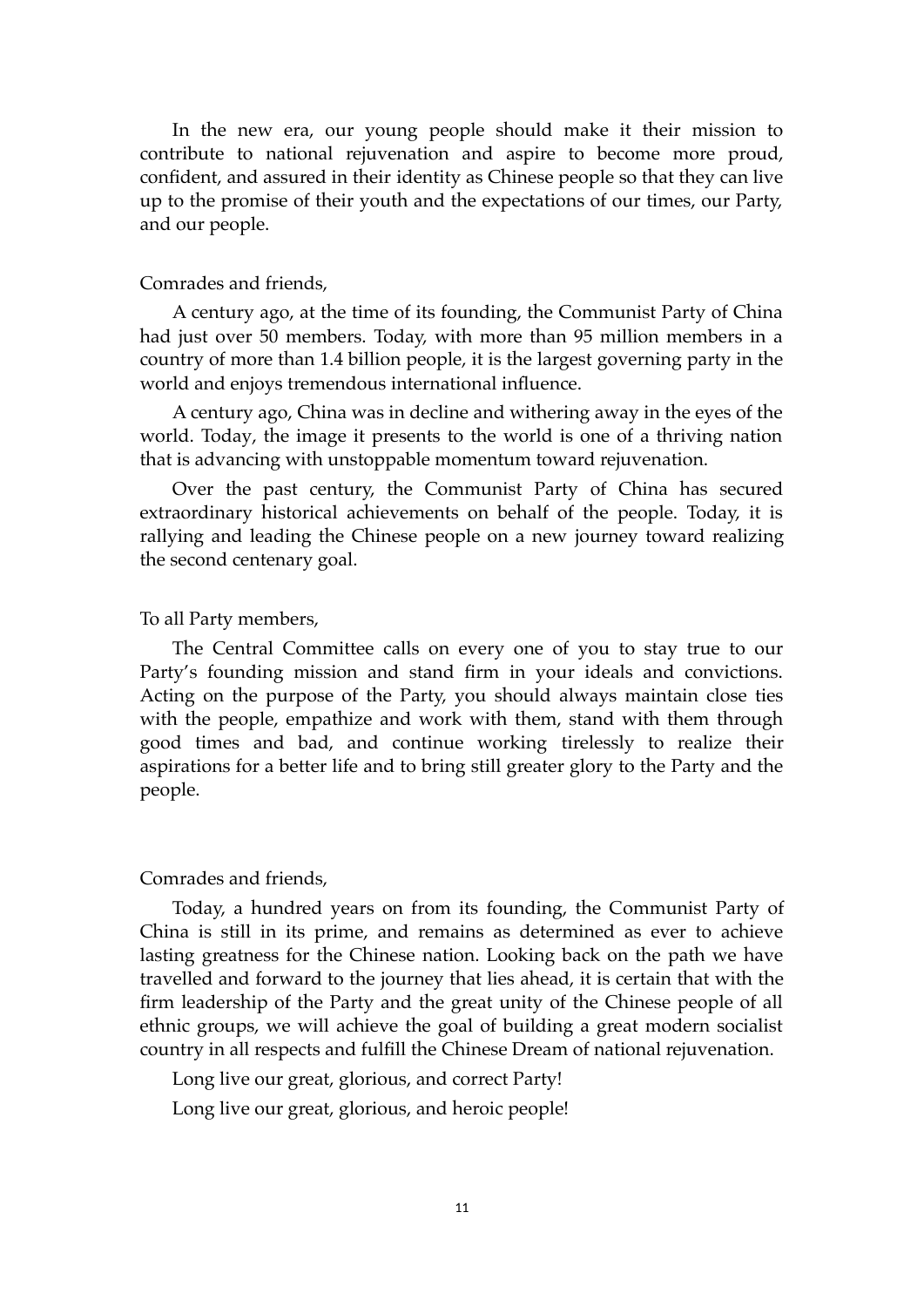In the new era, our young people should make it their mission to contribute to national rejuvenation and aspire to become more proud, confident, and assured in their identity as Chinese people so that they can live up to the promise of their youth and the expectations of our times, our Party, and our people.

Comrades and friends,

A century ago, at the time of its founding, the Communist Party of China had just over 50 members. Today, with more than 95 million members in a country of more than 1.4 billion people, it is the largest governing party in the world and enjoys tremendous international influence.

A century ago, China was in decline and withering away in the eyes of the world. Today, the image it presents to the world is one of a thriving nation that is advancing with unstoppable momentum toward rejuvenation.

Over the past century, the Communist Party of China has secured extraordinary historical achievements on behalf of the people. Today, it is rallying and leading the Chinese people on a new journey toward realizing the second centenary goal.

To all Party members,

The Central Committee calls on every one of you to stay true to our Party's founding mission and stand firm in your ideals and convictions. Acting on the purpose of the Party, you should always maintain close ties with the people, empathize and work with them, stand with them through good times and bad, and continue working tirelessly to realize their aspirations for a better life and to bring still greater glory to the Party and the people.

Comrades and friends,

Today, a hundred years on from its founding, the Communist Party of China is still in its prime, and remains as determined as ever to achieve lasting greatness for the Chinese nation. Looking back on the path we have travelled and forward to the journey that lies ahead, it is certain that with the firm leadership of the Party and the great unity of the Chinese people of all ethnic groups, we will achieve the goal of building a great modern socialist country in all respects and fulfill the Chinese Dream of national rejuvenation.

Long live our great, glorious, and correct Party!

Long live our great, glorious, and heroic people!